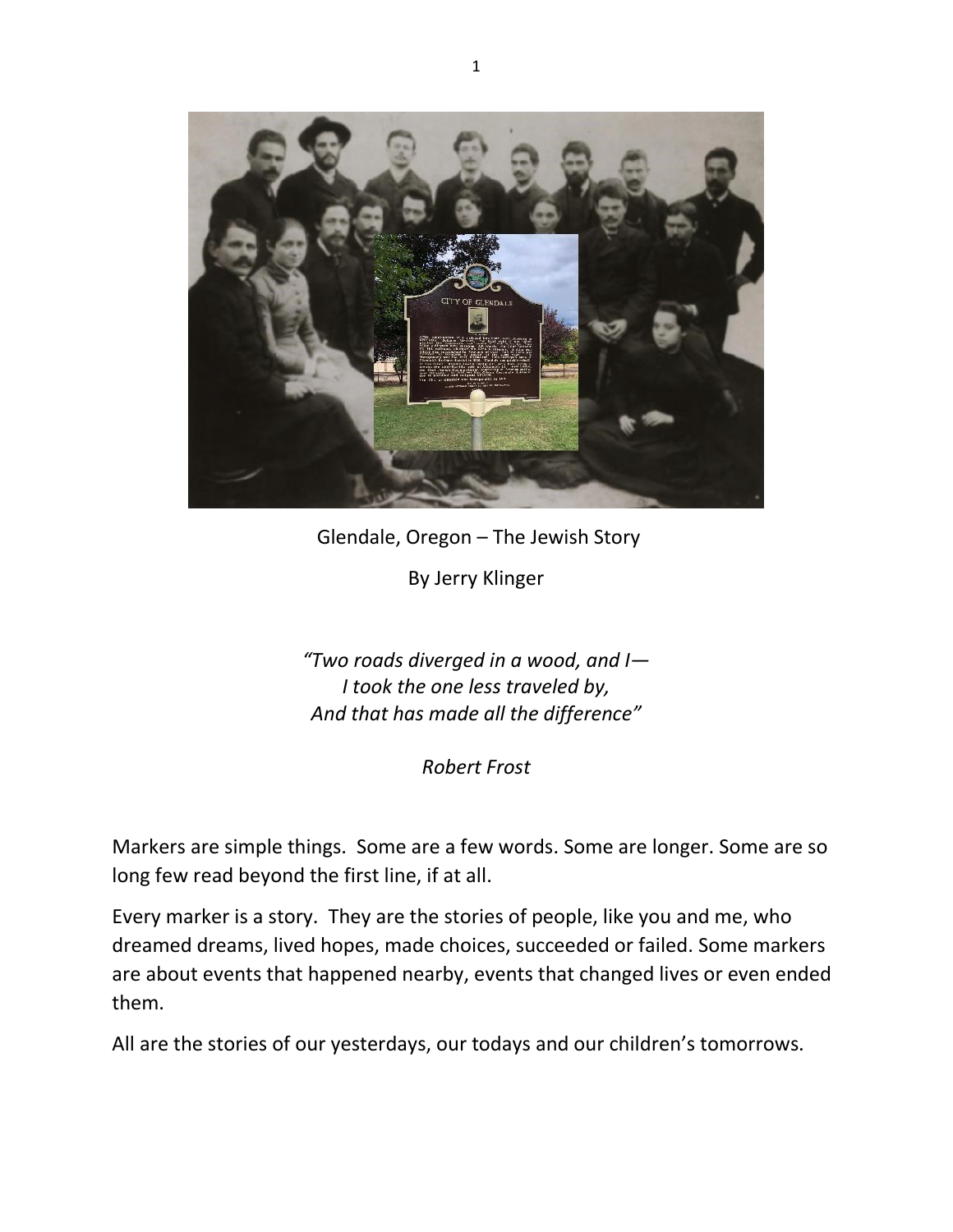# Glendale, Oregon – The Jewish Story

By Jerry Klinger

*"Two roads diverged in a wood, and I—*
*I took the one less traveled by,*
*And that has made all the difference"*

*Robert Frost*

Markers are simple things. Some are a few words. Some are longer. Some are so long few read beyond the first line, if at all.

Every marker is a story. They are the stories of people, like you and me, who dreamed dreams, lived hopes, made choices, succeeded or failed. Some markers are about events that happened nearby, events that changed lives or even ended them.

All are the stories of our yesterdays, our todays and our children's tomorrows.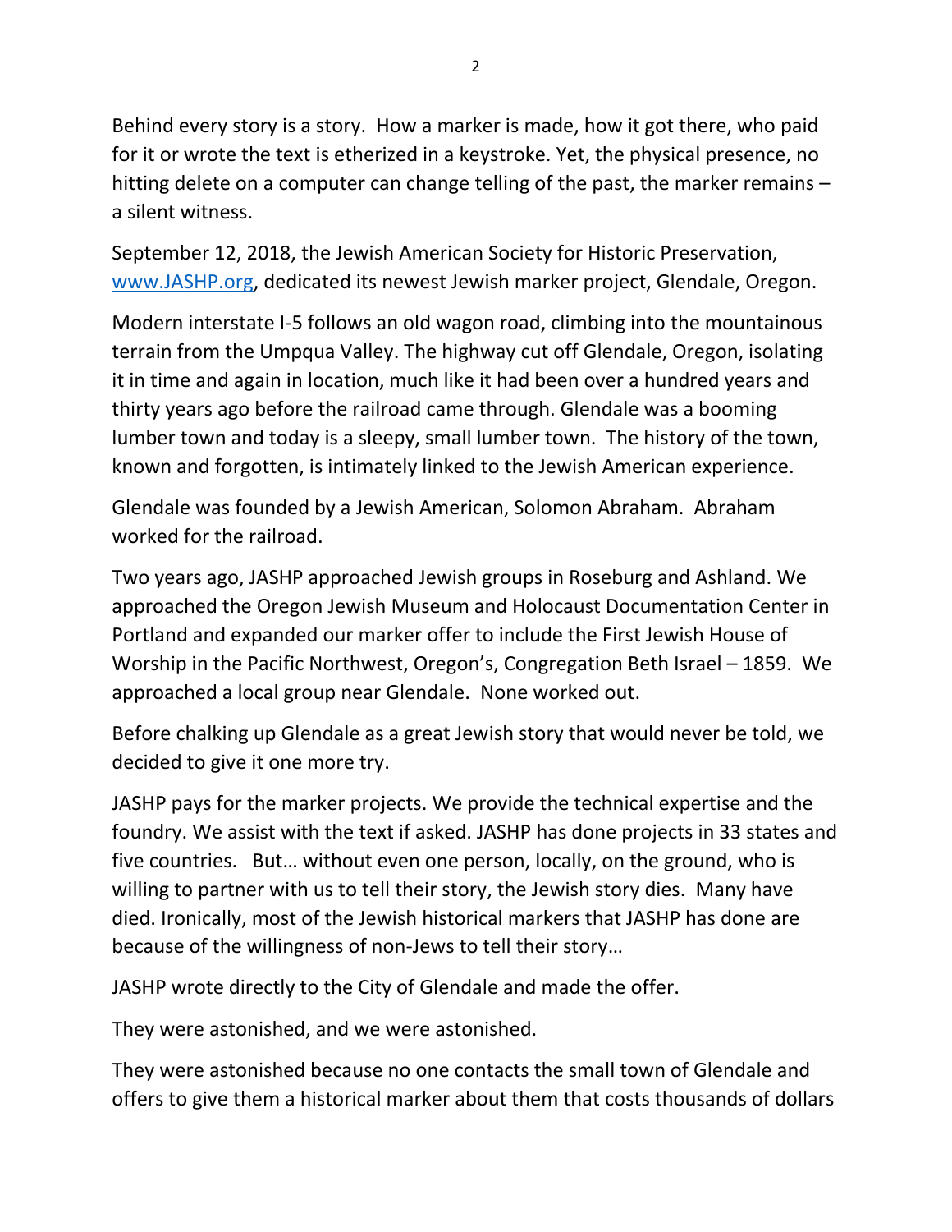Behind every story is a story. How a marker is made, how it got there, who paid for it or wrote the text is etherized in a keystroke. Yet, the physical presence, no hitting delete on a computer can change telling of the past, the marker remains – a silent witness.

September 12, 2018, the Jewish American Society for Historic Preservation, www.JASHP.org, dedicated its newest Jewish marker project, Glendale, Oregon.

Modern interstate I-5 follows an old wagon road, climbing into the mountainous terrain from the Umpqua Valley. The highway cut off Glendale, Oregon, isolating it in time and again in location, much like it had been over a hundred years and thirty years ago before the railroad came through. Glendale was a booming lumber town and today is a sleepy, small lumber town. The history of the town, known and forgotten, is intimately linked to the Jewish American experience.

Glendale was founded by a Jewish American, Solomon Abraham. Abraham worked for the railroad.

Two years ago, JASHP approached Jewish groups in Roseburg and Ashland. We approached the Oregon Jewish Museum and Holocaust Documentation Center in Portland and expanded our marker offer to include the First Jewish House of Worship in the Pacific Northwest, Oregon's, Congregation Beth Israel – 1859. We approached a local group near Glendale. None worked out.

Before chalking up Glendale as a great Jewish story that would never be told, we decided to give it one more try.

JASHP pays for the marker projects. We provide the technical expertise and the foundry. We assist with the text if asked. JASHP has done projects in 33 states and five countries. But… without even one person, locally, on the ground, who is willing to partner with us to tell their story, the Jewish story dies. Many have died. Ironically, most of the Jewish historical markers that JASHP has done are because of the willingness of non-Jews to tell their story…

JASHP wrote directly to the City of Glendale and made the offer.

They were astonished, and we were astonished.

They were astonished because no one contacts the small town of Glendale and offers to give them a historical marker about them that costs thousands of dollars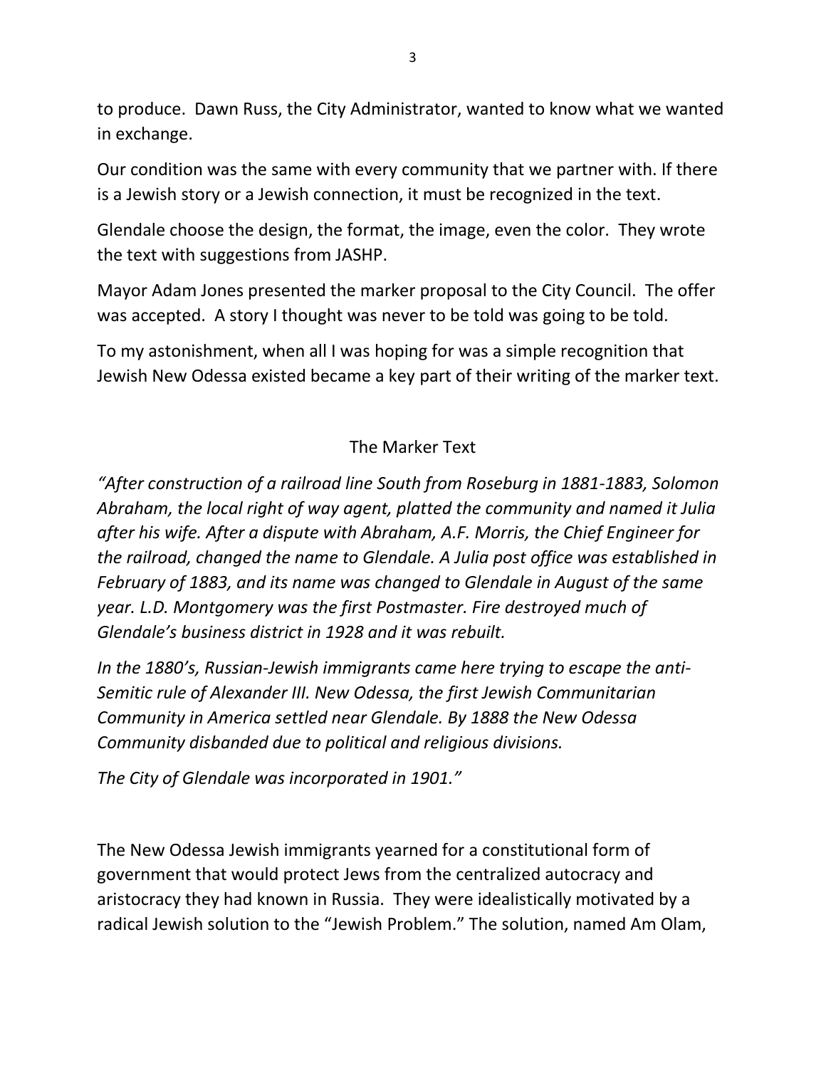to produce. Dawn Russ, the City Administrator, wanted to know what we wanted in exchange.

Our condition was the same with every community that we partner with. If there is a Jewish story or a Jewish connection, it must be recognized in the text.

Glendale choose the design, the format, the image, even the color. They wrote the text with suggestions from JASHP.

Mayor Adam Jones presented the marker proposal to the City Council. The offer was accepted. A story I thought was never to be told was going to be told.

To my astonishment, when all I was hoping for was a simple recognition that Jewish New Odessa existed became a key part of their writing of the marker text.

## The Marker Text

*"After construction of a railroad line South from Roseburg in 1881-1883, Solomon Abraham, the local right of way agent, platted the community and named it Julia after his wife. After a dispute with Abraham, A.F. Morris, the Chief Engineer for the railroad, changed the name to Glendale. A Julia post office was established in February of 1883, and its name was changed to Glendale in August of the same year. L.D. Montgomery was the first Postmaster. Fire destroyed much of Glendale's business district in 1928 and it was rebuilt.*

*In the 1880's, Russian-Jewish immigrants came here trying to escape the anti-Semitic rule of Alexander III. New Odessa, the first Jewish Communitarian Community in America settled near Glendale. By 1888 the New Odessa Community disbanded due to political and religious divisions.*

*The City of Glendale was incorporated in 1901."*

The New Odessa Jewish immigrants yearned for a constitutional form of government that would protect Jews from the centralized autocracy and aristocracy they had known in Russia. They were idealistically motivated by a radical Jewish solution to the "Jewish Problem." The solution, named Am Olam,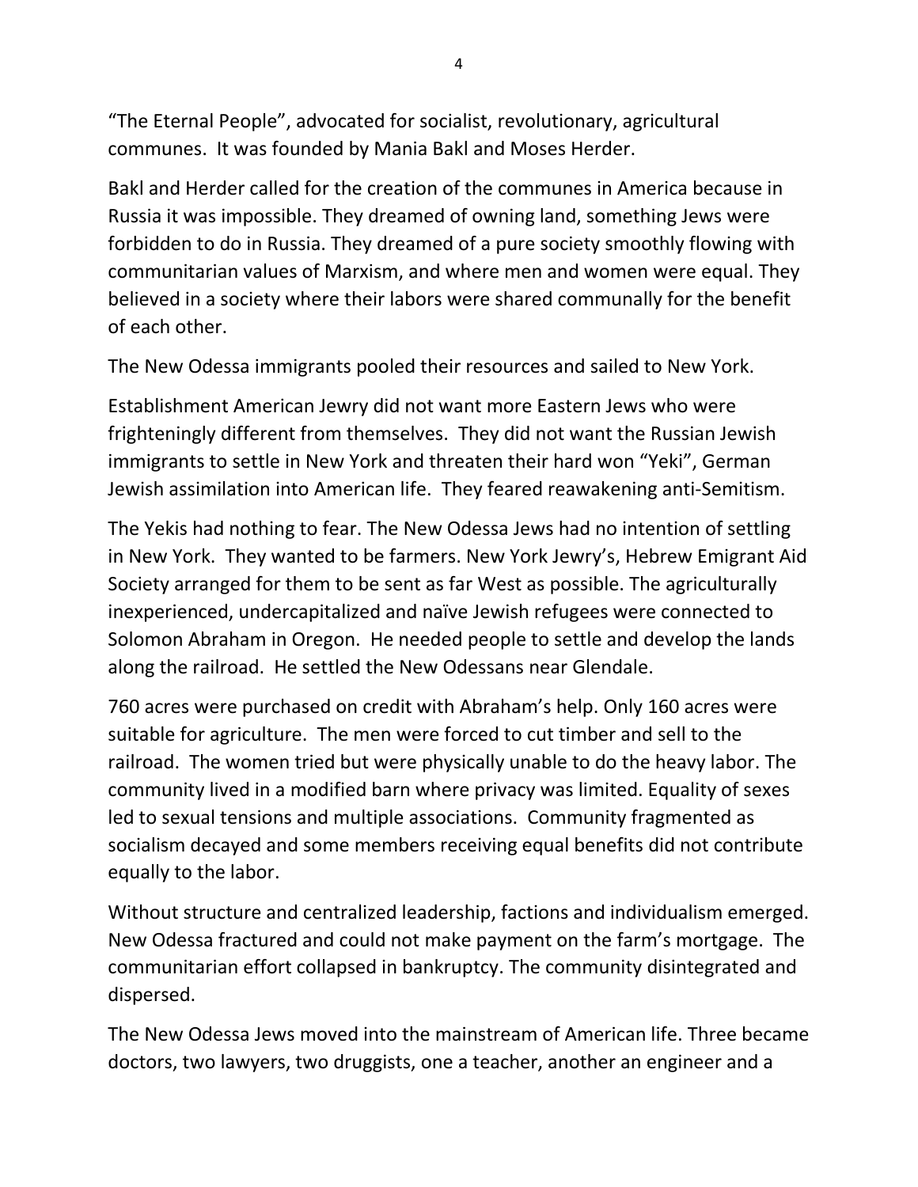"The Eternal People", advocated for socialist, revolutionary, agricultural communes. It was founded by Mania Bakl and Moses Herder.

Bakl and Herder called for the creation of the communes in America because in Russia it was impossible. They dreamed of owning land, something Jews were forbidden to do in Russia. They dreamed of a pure society smoothly flowing with communitarian values of Marxism, and where men and women were equal. They believed in a society where their labors were shared communally for the benefit of each other.

The New Odessa immigrants pooled their resources and sailed to New York.

Establishment American Jewry did not want more Eastern Jews who were frighteningly different from themselves. They did not want the Russian Jewish immigrants to settle in New York and threaten their hard won "Yeki", German Jewish assimilation into American life. They feared reawakening anti-Semitism.

The Yekis had nothing to fear. The New Odessa Jews had no intention of settling in New York. They wanted to be farmers. New York Jewry's, Hebrew Emigrant Aid Society arranged for them to be sent as far West as possible. The agriculturally inexperienced, undercapitalized and naïve Jewish refugees were connected to Solomon Abraham in Oregon. He needed people to settle and develop the lands along the railroad. He settled the New Odessans near Glendale.

760 acres were purchased on credit with Abraham's help. Only 160 acres were suitable for agriculture. The men were forced to cut timber and sell to the railroad. The women tried but were physically unable to do the heavy labor. The community lived in a modified barn where privacy was limited. Equality of sexes led to sexual tensions and multiple associations. Community fragmented as socialism decayed and some members receiving equal benefits did not contribute equally to the labor.

Without structure and centralized leadership, factions and individualism emerged. New Odessa fractured and could not make payment on the farm's mortgage. The communitarian effort collapsed in bankruptcy. The community disintegrated and dispersed.

The New Odessa Jews moved into the mainstream of American life. Three became doctors, two lawyers, two druggists, one a teacher, another an engineer and a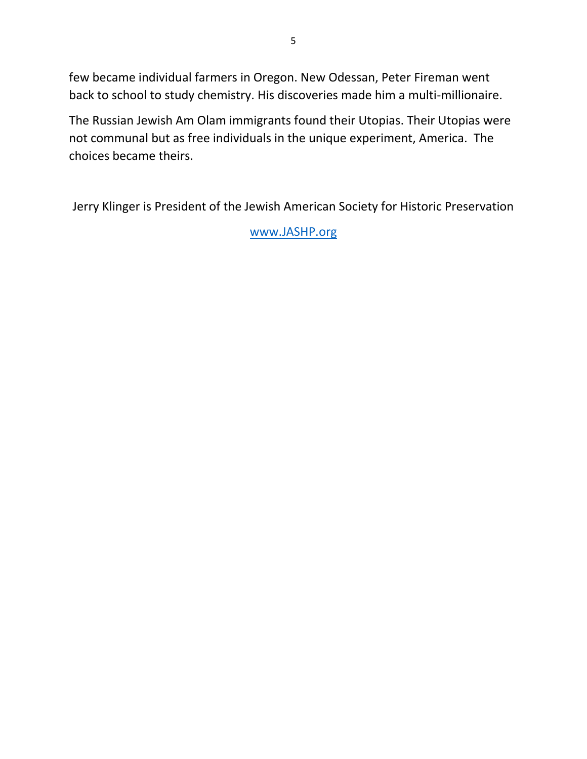few became individual farmers in Oregon. New Odessan, Peter Fireman went back to school to study chemistry. His discoveries made him a multi-millionaire.

The Russian Jewish Am Olam immigrants found their Utopias. Their Utopias were not communal but as free individuals in the unique experiment, America. The choices became theirs.

Jerry Klinger is President of the Jewish American Society for Historic Preservation

www.JASHP.org